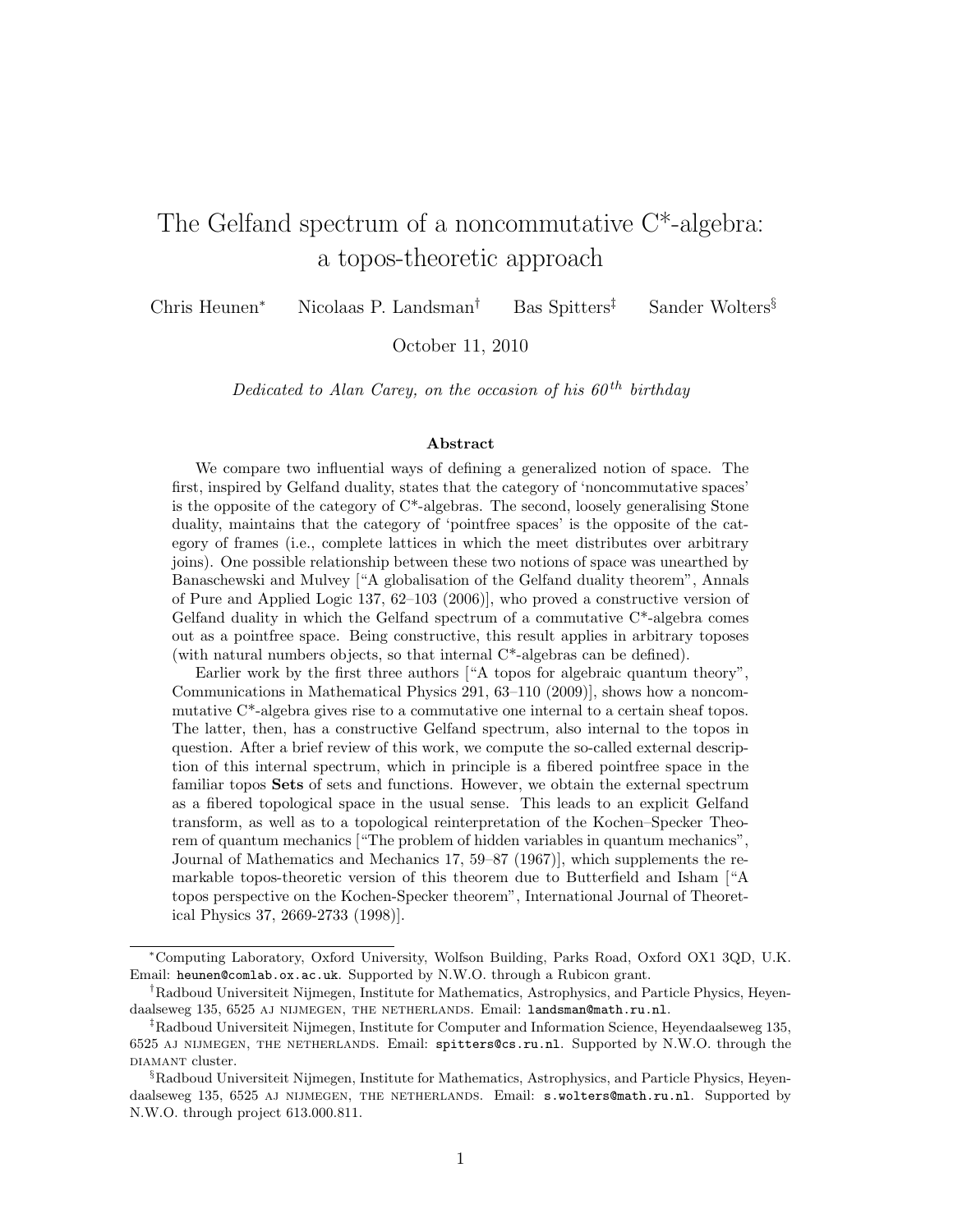# The Gelfand spectrum of a noncommutative C*-algebra: a topos-theoretic approach

Chris Heunen[*] Nicolaas P. Landsman[†] Bas Spitters[‡] Sander Wolters[§]

October 11, 2010

*Dedicated to Alan Carey, on the occasion of his 60th birthday*

## Abstract

We compare two influential ways of defining a generalized notion of space. The first, inspired by Gelfand duality, states that the category of 'noncommutative spaces' is the opposite of the category of C*-algebras. The second, loosely generalising Stone duality, maintains that the category of 'pointfree spaces' is the opposite of the category of frames (i.e., complete lattices in which the meet distributes over arbitrary joins). One possible relationship between these two notions of space was unearthed by Banaschewski and Mulvey ["A globalisation of the Gelfand duality theorem", Annals of Pure and Applied Logic 137, 62–103 (2006)], who proved a constructive version of Gelfand duality in which the Gelfand spectrum of a commutative C*-algebra comes out as a pointfree space. Being constructive, this result applies in arbitrary toposes (with natural numbers objects, so that internal C*-algebras can be defined).

Earlier work by the first three authors ["A topos for algebraic quantum theory", Communications in Mathematical Physics 291, 63–110 (2009)], shows how a noncommutative C*-algebra gives rise to a commutative one internal to a certain sheaf topos. The latter, then, has a constructive Gelfand spectrum, also internal to the topos in question. After a brief review of this work, we compute the so-called external description of this internal spectrum, which in principle is a fibered pointfree space in the familiar topos **Sets** of sets and functions. However, we obtain the external spectrum as a fibered topological space in the usual sense. This leads to an explicit Gelfand transform, as well as to a topological reinterpretation of the Kochen–Specker Theorem of quantum mechanics ["The problem of hidden variables in quantum mechanics", Journal of Mathematics and Mechanics 17, 59–87 (1967)], which supplements the remarkable topos-theoretic version of this theorem due to Butterfield and Isham ["A topos perspective on the Kochen-Specker theorem", International Journal of Theoretical Physics 37, 2669-2733 (1998)].

---

[*] Computing Laboratory, Oxford University, Wolfson Building, Parks Road, Oxford OX1 3QD, U.K. Email: heunen@comlab.ox.ac.uk. Supported by N.W.O. through a Rubicon grant.

[†] Radboud Universiteit Nijmegen, Institute for Mathematics, Astrophysics, and Particle Physics, Heyendaalseweg 135, 6525 AJ NIJMEGEN, THE NETHERLANDS. Email: landsman@math.ru.nl.

[‡] Radboud Universiteit Nijmegen, Institute for Computer and Information Science, Heyendaalseweg 135, 6525 AJ NIJMEGEN, THE NETHERLANDS. Email: spitters@cs.ru.nl. Supported by N.W.O. through the DIAMANT cluster.

[§] Radboud Universiteit Nijmegen, Institute for Mathematics, Astrophysics, and Particle Physics, Heyendaalseweg 135, 6525 AJ NIJMEGEN, THE NETHERLANDS. Email: s.wolters@math.ru.nl. Supported by N.W.O. through project 613.000.811.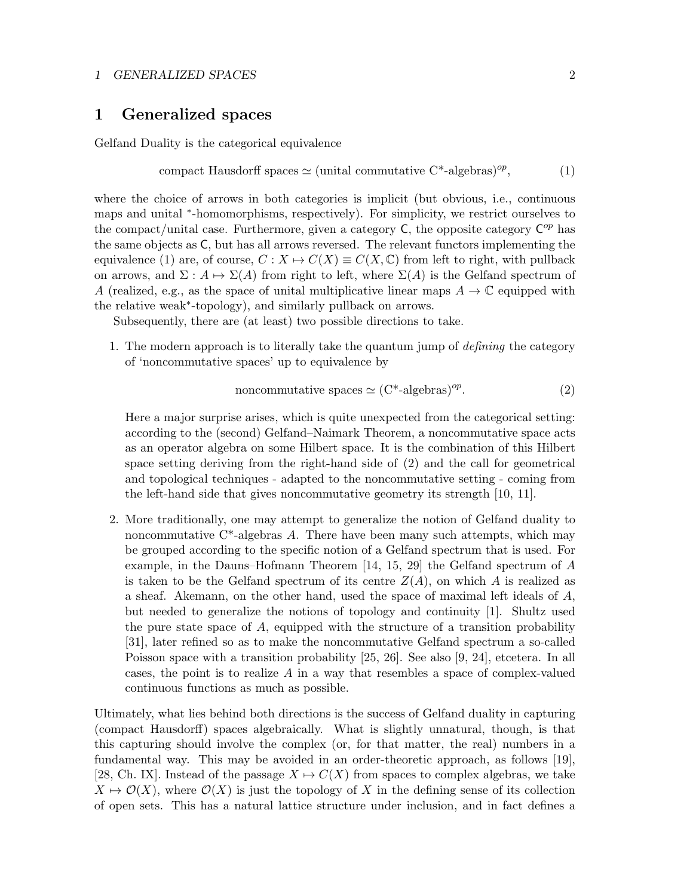# 1 Generalized spaces

Gelfand Duality is the categorical equivalence

$$\text{compact Hausdorff spaces} \simeq (\text{unital commutative C*-algebras})^{op}, \tag{1}$$

where the choice of arrows in both categories is implicit (but obvious, i.e., continuous maps and unital $^*$-homomorphisms, respectively). For simplicity, we restrict ourselves to the compact/unital case. Furthermore, given a category $\mathsf{C}$, the opposite category $\mathsf{C}^{op}$ has the same objects as $\mathsf{C}$, but has all arrows reversed. The relevant functors implementing the equivalence (1) are, of course, $C : X \mapsto C(X) \equiv C(X, \mathbb{C})$ from left to right, with pullback on arrows, and $\Sigma : A \mapsto \Sigma(A)$ from right to left, where $\Sigma(A)$ is the Gelfand spectrum of $A$ (realized, e.g., as the space of unital multiplicative linear maps $A \to \mathbb{C}$ equipped with the relative weak$^*$-topology), and similarly pullback on arrows.

Subsequently, there are (at least) two possible directions to take.

1. The modern approach is to literally take the quantum jump of *defining* the category of 'noncommutative spaces' up to equivalence by

   $$\text{noncommutative spaces} \simeq (\text{C*-algebras})^{op}. \tag{2}$$

   Here a major surprise arises, which is quite unexpected from the categorical setting: according to the (second) Gelfand–Naimark Theorem, a noncommutative space acts as an operator algebra on some Hilbert space. It is the combination of this Hilbert space setting deriving from the right-hand side of (2) and the call for geometrical and topological techniques - adapted to the noncommutative setting - coming from the left-hand side that gives noncommutative geometry its strength [10, 11].

2. More traditionally, one may attempt to generalize the notion of Gelfand duality to noncommutative C*-algebras $A$. There have been many such attempts, which may be grouped according to the specific notion of a Gelfand spectrum that is used. For example, in the Dauns–Hofmann Theorem [14, 15, 29] the Gelfand spectrum of $A$ is taken to be the Gelfand spectrum of its centre $Z(A)$, on which $A$ is realized as a sheaf. Akemann, on the other hand, used the space of maximal left ideals of $A$, but needed to generalize the notions of topology and continuity [1]. Shultz used the pure state space of $A$, equipped with the structure of a transition probability [31], later refined so as to make the noncommutative Gelfand spectrum a so-called Poisson space with a transition probability [25, 26]. See also [9, 24], etcetera. In all cases, the point is to realize $A$ in a way that resembles a space of complex-valued continuous functions as much as possible.

Ultimately, what lies behind both directions is the success of Gelfand duality in capturing (compact Hausdorff) spaces algebraically. What is slightly unnatural, though, is that this capturing should involve the complex (or, for that matter, the real) numbers in a fundamental way. This may be avoided in an order-theoretic approach, as follows [19], [28, Ch. IX]. Instead of the passage $X \mapsto C(X)$ from spaces to complex algebras, we take $X \mapsto \mathcal{O}(X)$, where $\mathcal{O}(X)$ is just the topology of $X$ in the defining sense of its collection of open sets. This has a natural lattice structure under inclusion, and in fact defines a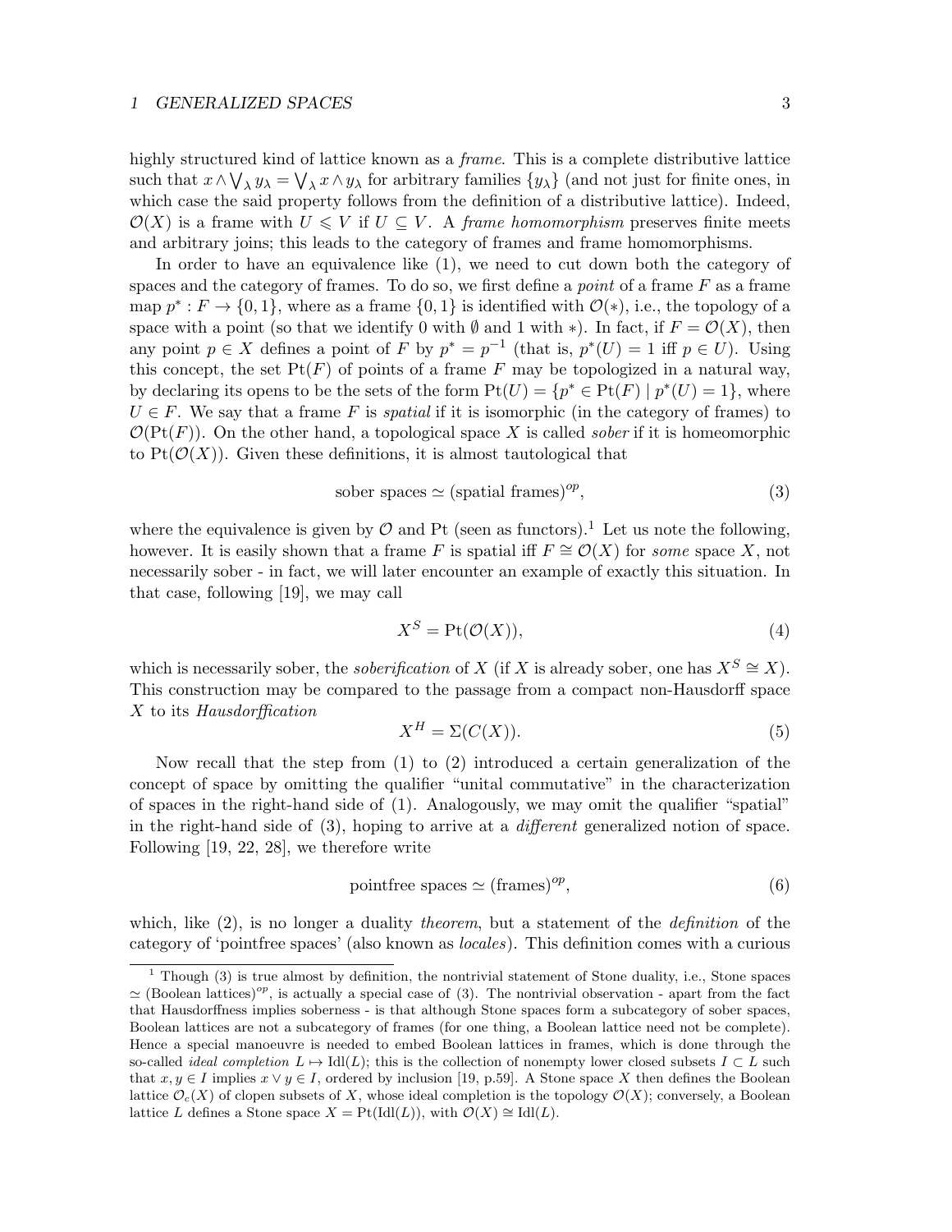highly structured kind of lattice known as a *frame*. This is a complete distributive lattice such that $x \wedge \bigvee_\lambda y_\lambda = \bigvee_\lambda x \wedge y_\lambda$ for arbitrary families $\{y_\lambda\}$ (and not just for finite ones, in which case the said property follows from the definition of a distributive lattice). Indeed, $\mathcal{O}(X)$ is a frame with $U \leqslant V$ if $U \subseteq V$. A *frame homomorphism* preserves finite meets and arbitrary joins; this leads to the category of frames and frame homomorphisms.

In order to have an equivalence like (1), we need to cut down both the category of spaces and the category of frames. To do so, we first define a *point* of a frame $F$ as a frame map $p^* : F \to \{0, 1\}$, where as a frame $\{0, 1\}$ is identified with $\mathcal{O}(*)$, i.e., the topology of a space with a point (so that we identify 0 with $\emptyset$ and 1 with $*$). In fact, if $F = \mathcal{O}(X)$, then any point $p \in X$ defines a point of $F$ by $p^* = p^{-1}$ (that is, $p^*(U) = 1$ iff $p \in U$). Using this concept, the set $\mathrm{Pt}(F)$ of points of a frame $F$ may be topologized in a natural way, by declaring its opens to be the sets of the form $\mathrm{Pt}(U) = \{p^* \in \mathrm{Pt}(F) \mid p^*(U) = 1\}$, where $U \in F$. We say that a frame $F$ is *spatial* if it is isomorphic (in the category of frames) to $\mathcal{O}(\mathrm{Pt}(F))$. On the other hand, a topological space $X$ is called *sober* if it is homeomorphic to $\mathrm{Pt}(\mathcal{O}(X))$. Given these definitions, it is almost tautological that

$$\text{sober spaces} \simeq (\text{spatial frames})^{op}, \tag{3}$$

where the equivalence is given by $\mathcal{O}$ and Pt (seen as functors).[1] Let us note the following, however. It is easily shown that a frame $F$ is spatial iff $F \cong \mathcal{O}(X)$ for *some* space $X$, not necessarily sober - in fact, we will later encounter an example of exactly this situation. In that case, following [19], we may call

$$X^S = \mathrm{Pt}(\mathcal{O}(X)), \tag{4}$$

which is necessarily sober, the *soberification* of $X$ (if $X$ is already sober, one has $X^S \cong X$). This construction may be compared to the passage from a compact non-Hausdorff space $X$ to its *Hausdorffication*

$$X^H = \Sigma(C(X)). \tag{5}$$

Now recall that the step from (1) to (2) introduced a certain generalization of the concept of space by omitting the qualifier "unital commutative" in the characterization of spaces in the right-hand side of (1). Analogously, we may omit the qualifier "spatial" in the right-hand side of (3), hoping to arrive at a *different* generalized notion of space. Following [19, 22, 28], we therefore write

$$\text{pointfree spaces} \simeq (\text{frames})^{op}, \tag{6}$$

which, like (2), is no longer a duality *theorem*, but a statement of the *definition* of the category of 'pointfree spaces' (also known as *locales*). This definition comes with a curious

[1] Though (3) is true almost by definition, the nontrivial statement of Stone duality, i.e., Stone spaces $\simeq$ (Boolean lattices)$^{op}$, is actually a special case of (3). The nontrivial observation - apart from the fact that Hausdorffness implies soberness - is that although Stone spaces form a subcategory of sober spaces, Boolean lattices are not a subcategory of frames (for one thing, a Boolean lattice need not be complete). Hence a special manoeuvre is needed to embed Boolean lattices in frames, which is done through the so-called *ideal completion* $L \mapsto \mathrm{Idl}(L)$; this is the collection of nonempty lower closed subsets $I \subset L$ such that $x, y \in I$ implies $x \vee y \in I$, ordered by inclusion [19, p.59]. A Stone space $X$ then defines the Boolean lattice $\mathcal{O}_c(X)$ of clopen subsets of $X$, whose ideal completion is the topology $\mathcal{O}(X)$; conversely, a Boolean lattice $L$ defines a Stone space $X = \mathrm{Pt}(\mathrm{Idl}(L))$, with $\mathcal{O}(X) \cong \mathrm{Idl}(L)$.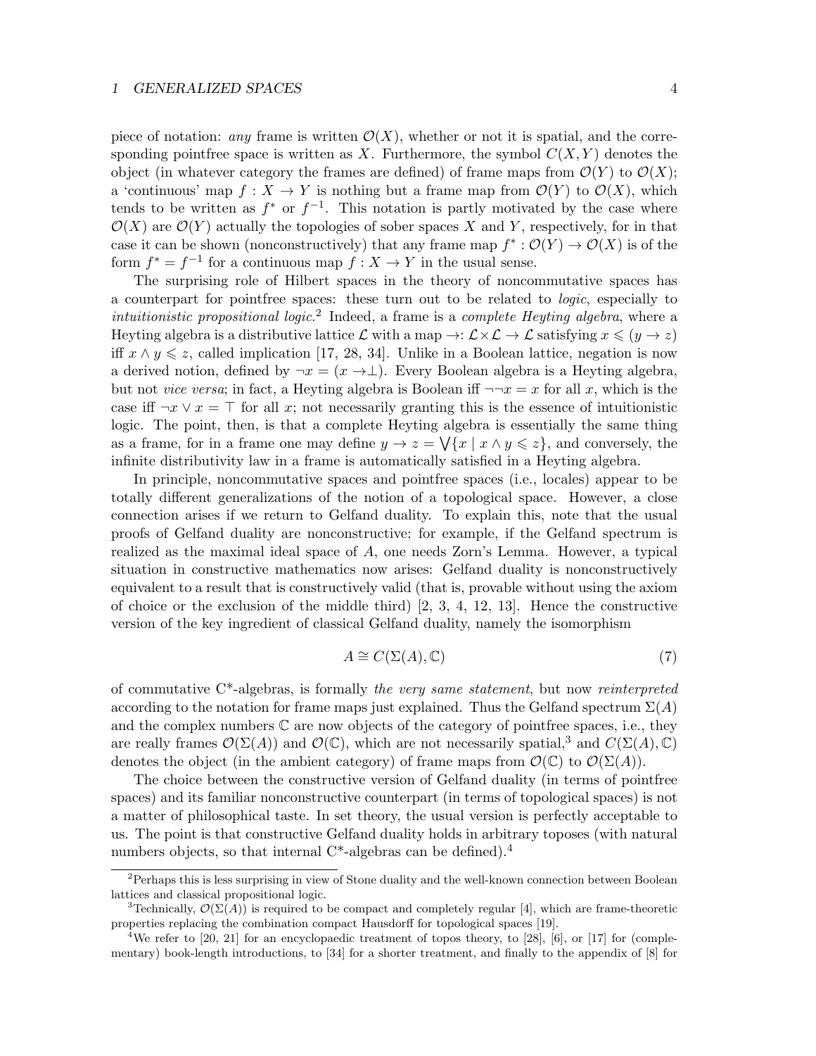piece of notation: *any* frame is written $\mathcal{O}(X)$, whether or not it is spatial, and the corresponding pointfree space is written as $X$. Furthermore, the symbol $C(X,Y)$ denotes the object (in whatever category the frames are defined) of frame maps from $\mathcal{O}(Y)$ to $\mathcal{O}(X)$; a 'continuous' map $f : X \to Y$ is nothing but a frame map from $\mathcal{O}(Y)$ to $\mathcal{O}(X)$, which tends to be written as $f^*$ or $f^{-1}$. This notation is partly motivated by the case where $\mathcal{O}(X)$ are $\mathcal{O}(Y)$ actually the topologies of sober spaces $X$ and $Y$, respectively, for in that case it can be shown (nonconstructively) that any frame map $f^* : \mathcal{O}(Y) \to \mathcal{O}(X)$ is of the form $f^* = f^{-1}$ for a continuous map $f : X \to Y$ in the usual sense.

The surprising role of Hilbert spaces in the theory of noncommutative spaces has a counterpart for pointfree spaces: these turn out to be related to *logic*, especially to *intuitionistic propositional logic*.[2] Indeed, a frame is a *complete Heyting algebra*, where a Heyting algebra is a distributive lattice $\mathcal{L}$ with a map $\to : \mathcal{L}\times\mathcal{L} \to \mathcal{L}$ satisfying $x \leqslant (y \to z)$ iff $x \wedge y \leqslant z$, called implication [17, 28, 34]. Unlike in a Boolean lattice, negation is now a derived notion, defined by $\neg x = (x \to \perp)$. Every Boolean algebra is a Heyting algebra, but not *vice versa*; in fact, a Heyting algebra is Boolean iff $\neg\neg x = x$ for all $x$, which is the case iff $\neg x \vee x = \top$ for all $x$; not necessarily granting this is the essence of intuitionistic logic. The point, then, is that a complete Heyting algebra is essentially the same thing as a frame, for in a frame one may define $y \to z = \bigvee\{x \mid x \wedge y \leqslant z\}$, and conversely, the infinite distributivity law in a frame is automatically satisfied in a Heyting algebra.

In principle, noncommutative spaces and pointfree spaces (i.e., locales) appear to be totally different generalizations of the notion of a topological space. However, a close connection arises if we return to Gelfand duality. To explain this, note that the usual proofs of Gelfand duality are nonconstructive; for example, if the Gelfand spectrum is realized as the maximal ideal space of $A$, one needs Zorn's Lemma. However, a typical situation in constructive mathematics now arises: Gelfand duality is nonconstructively equivalent to a result that is constructively valid (that is, provable without using the axiom of choice or the exclusion of the middle third) [2, 3, 4, 12, 13]. Hence the constructive version of the key ingredient of classical Gelfand duality, namely the isomorphism

$$A \cong C(\Sigma(A), \mathbb{C}) \tag{7}$$

of commutative C*-algebras, is formally *the very same statement*, but now *reinterpreted* according to the notation for frame maps just explained. Thus the Gelfand spectrum $\Sigma(A)$ and the complex numbers $\mathbb{C}$ are now objects of the category of pointfree spaces, i.e., they are really frames $\mathcal{O}(\Sigma(A))$ and $\mathcal{O}(\mathbb{C})$, which are not necessarily spatial,[3] and $C(\Sigma(A), \mathbb{C})$ denotes the object (in the ambient category) of frame maps from $\mathcal{O}(\mathbb{C})$ to $\mathcal{O}(\Sigma(A))$.

The choice between the constructive version of Gelfand duality (in terms of pointfree spaces) and its familiar nonconstructive counterpart (in terms of topological spaces) is not a matter of philosophical taste. In set theory, the usual version is perfectly acceptable to us. The point is that constructive Gelfand duality holds in arbitrary toposes (with natural numbers objects, so that internal C*-algebras can be defined).[4]

---

[2] Perhaps this is less surprising in view of Stone duality and the well-known connection between Boolean lattices and classical propositional logic.

[3] Technically, $\mathcal{O}(\Sigma(A))$ is required to be compact and completely regular [4], which are frame-theoretic properties replacing the combination compact Hausdorff for topological spaces [19].

[4] We refer to [20, 21] for an encyclopaedic treatment of topos theory, to [28], [6], or [17] for (complementary) book-length introductions, to [34] for a shorter treatment, and finally to the appendix of [8] for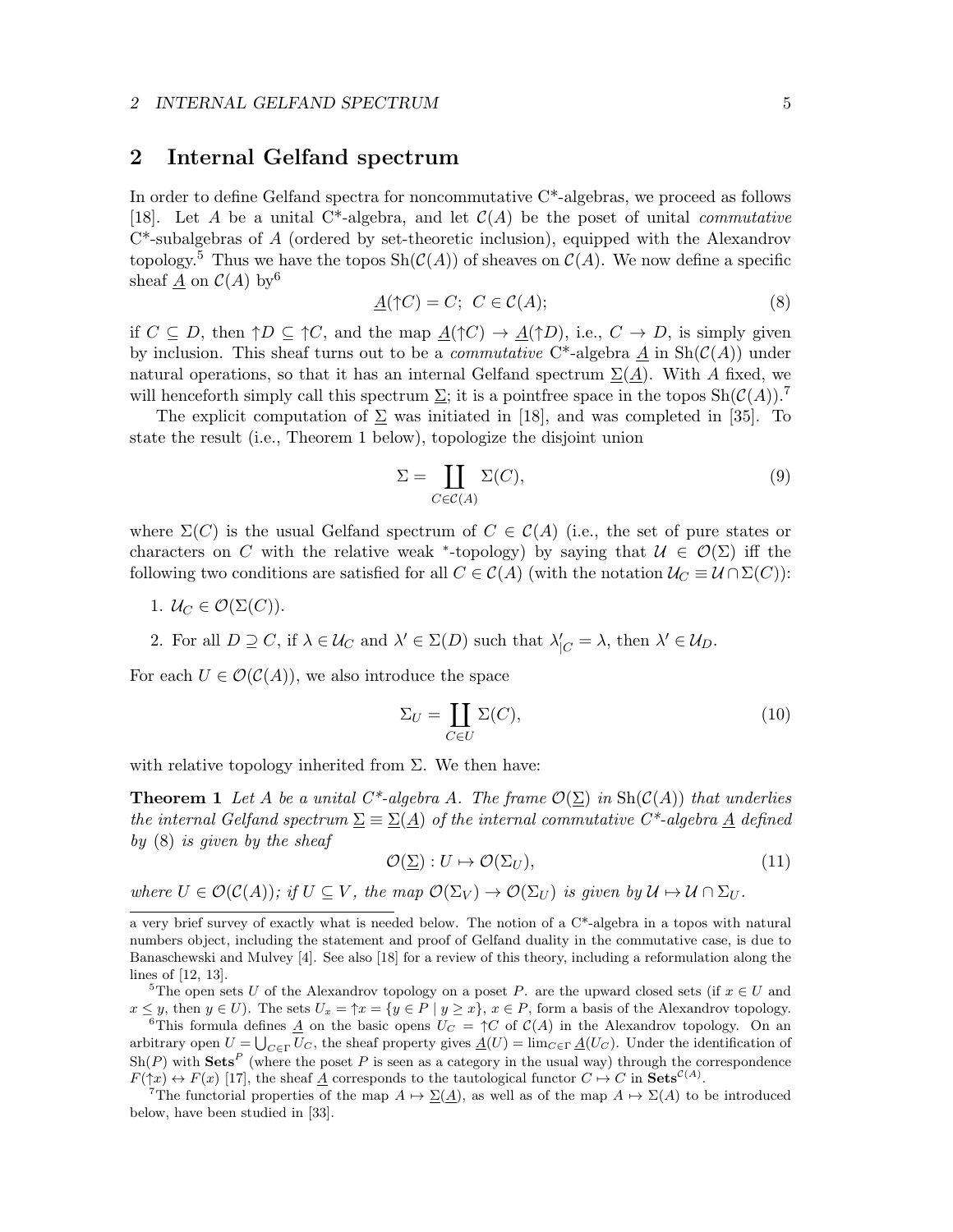## 2 Internal Gelfand spectrum

In order to define Gelfand spectra for noncommutative C*-algebras, we proceed as follows [18]. Let $A$ be a unital C*-algebra, and let $\mathcal{C}(A)$ be the poset of unital *commutative* C*-subalgebras of $A$ (ordered by set-theoretic inclusion), equipped with the Alexandrov topology.[5] Thus we have the topos $\mathrm{Sh}(\mathcal{C}(A))$ of sheaves on $\mathcal{C}(A)$. We now define a specific sheaf $\underline{A}$ on $\mathcal{C}(A)$ by[6]

$$\underline{A}(\uparrow C) = C; \;\; C \in \mathcal{C}(A); \tag{8}$$

if $C \subseteq D$, then $\uparrow D \subseteq \uparrow C$, and the map $\underline{A}(\uparrow C) \to \underline{A}(\uparrow D)$, i.e., $C \to D$, is simply given by inclusion. This sheaf turns out to be a *commutative* C*-algebra $\underline{A}$ in $\mathrm{Sh}(\mathcal{C}(A))$ under natural operations, so that it has an internal Gelfand spectrum $\underline{\Sigma}(\underline{A})$. With $A$ fixed, we will henceforth simply call this spectrum $\underline{\Sigma}$; it is a pointfree space in the topos $\mathrm{Sh}(\mathcal{C}(A))$.[7]

The explicit computation of $\underline{\Sigma}$ was initiated in [18], and was completed in [35]. To state the result (i.e., Theorem 1 below), topologize the disjoint union

$$\Sigma = \coprod_{C \in \mathcal{C}(A)} \Sigma(C), \tag{9}$$

where $\Sigma(C)$ is the usual Gelfand spectrum of $C \in \mathcal{C}(A)$ (i.e., the set of pure states or characters on $C$ with the relative weak $^*$-topology) by saying that $\mathcal{U} \in \mathcal{O}(\Sigma)$ iff the following two conditions are satisfied for all $C \in \mathcal{C}(A)$ (with the notation $\mathcal{U}_C \equiv \mathcal{U} \cap \Sigma(C)$):

1. $\mathcal{U}_C \in \mathcal{O}(\Sigma(C))$.
2. For all $D \supseteq C$, if $\lambda \in \mathcal{U}_C$ and $\lambda' \in \Sigma(D)$ such that $\lambda'_{|C} = \lambda$, then $\lambda' \in \mathcal{U}_D$.

For each $U \in \mathcal{O}(\mathcal{C}(A))$, we also introduce the space

$$\Sigma_U = \coprod_{C \in U} \Sigma(C), \tag{10}$$

with relative topology inherited from $\Sigma$. We then have:

**Theorem 1** *Let $A$ be a unital C*-algebra A. The frame $\mathcal{O}(\underline{\Sigma})$ in $\mathrm{Sh}(\mathcal{C}(A))$ that underlies the internal Gelfand spectrum $\underline{\Sigma} \equiv \underline{\Sigma}(\underline{A})$ of the internal commutative C*-algebra $\underline{A}$ defined by (8) is given by the sheaf*

$$\mathcal{O}(\underline{\Sigma}) : U \mapsto \mathcal{O}(\Sigma_U), \tag{11}$$

*where $U \in \mathcal{O}(\mathcal{C}(A))$; if $U \subseteq V$, the map $\mathcal{O}(\Sigma_V) \to \mathcal{O}(\Sigma_U)$ is given by $\mathcal{U} \mapsto \mathcal{U} \cap \Sigma_U$.*

---

a very brief survey of exactly what is needed below. The notion of a C*-algebra in a topos with natural numbers object, including the statement and proof of Gelfand duality in the commutative case, is due to Banaschewski and Mulvey [4]. See also [18] for a review of this theory, including a reformulation along the lines of [12, 13].

[5] The open sets $U$ of the Alexandrov topology on a poset $P$. are the upward closed sets (if $x \in U$ and $x \leq y$, then $y \in U$). The sets $U_x = \uparrow x = \{y \in P \mid y \geq x\}$, $x \in P$, form a basis of the Alexandrov topology.

[6] This formula defines $\underline{A}$ on the basic opens $U_C = \uparrow C$ of $\mathcal{C}(A)$ in the Alexandrov topology. On an arbitrary open $U = \bigcup_{C \in \Gamma} U_C$, the sheaf property gives $\underline{A}(U) = \lim_{C \in \Gamma} \underline{A}(U_C)$. Under the identification of $\mathrm{Sh}(P)$ with $\mathbf{Sets}^P$ (where the poset $P$ is seen as a category in the usual way) through the correspondence $F(\uparrow x) \leftrightarrow F(x)$ [17], the sheaf $\underline{A}$ corresponds to the tautological functor $C \mapsto C$ in $\mathbf{Sets}^{\mathcal{C}(A)}$.

[7] The functorial properties of the map $A \mapsto \underline{\Sigma}(\underline{A})$, as well as of the map $A \mapsto \Sigma(A)$ to be introduced below, have been studied in [33].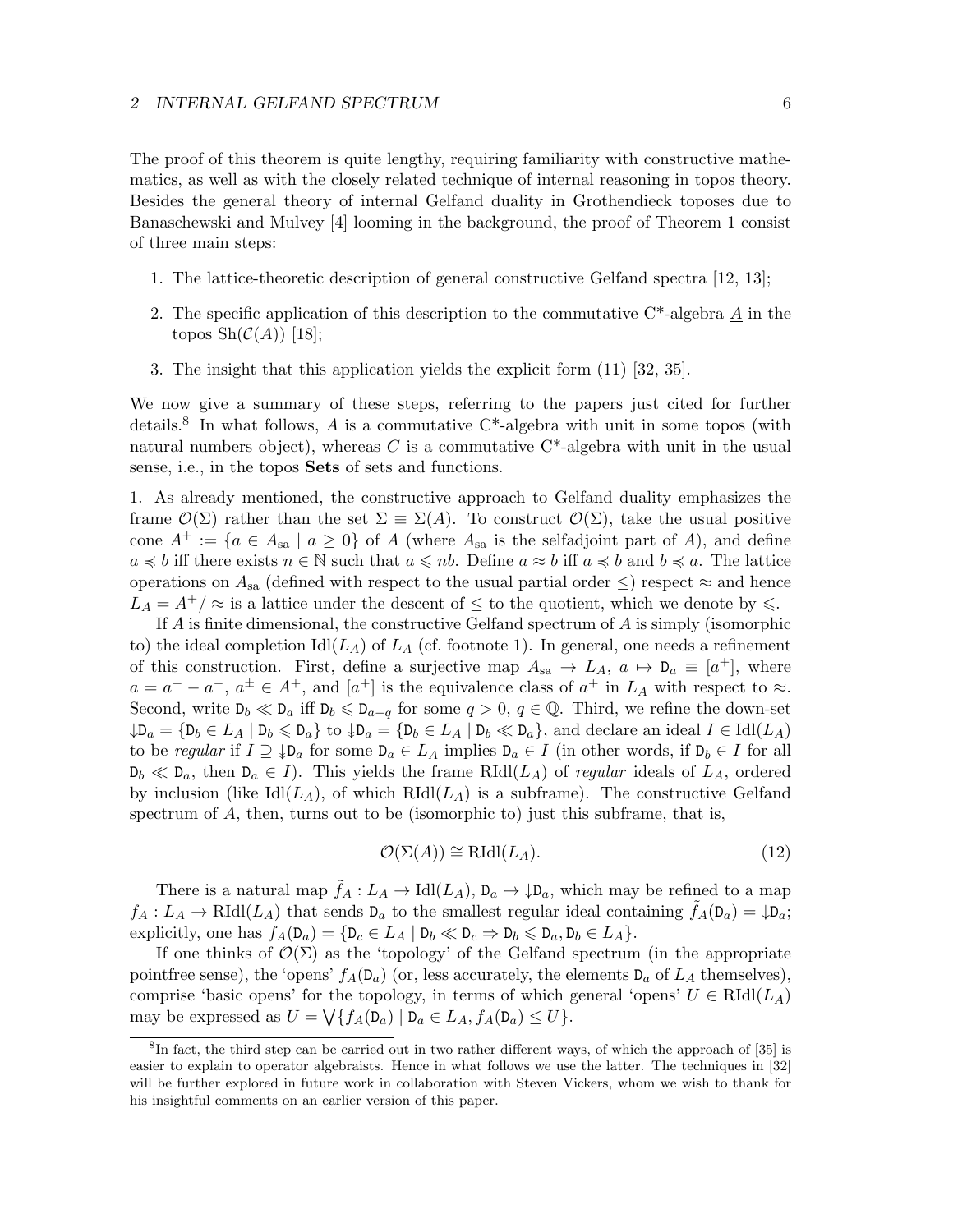The proof of this theorem is quite lengthy, requiring familiarity with constructive mathematics, as well as with the closely related technique of internal reasoning in topos theory. Besides the general theory of internal Gelfand duality in Grothendieck toposes due to Banaschewski and Mulvey [4] looming in the background, the proof of Theorem 1 consist of three main steps:

1. The lattice-theoretic description of general constructive Gelfand spectra [12, 13];
2. The specific application of this description to the commutative C\*-algebra $\underline{A}$ in the topos $\mathrm{Sh}(\mathcal{C}(A))$ [18];
3. The insight that this application yields the explicit form (11) [32, 35].

We now give a summary of these steps, referring to the papers just cited for further details.[8] In what follows, $A$ is a commutative C\*-algebra with unit in some topos (with natural numbers object), whereas $C$ is a commutative C\*-algebra with unit in the usual sense, i.e., in the topos **Sets** of sets and functions.

1. As already mentioned, the constructive approach to Gelfand duality emphasizes the frame $\mathcal{O}(\Sigma)$ rather than the set $\Sigma \equiv \Sigma(A)$. To construct $\mathcal{O}(\Sigma)$, take the usual positive cone $A^+ := \{a \in A_{\mathrm{sa}} \mid a \geq 0\}$ of $A$ (where $A_{\mathrm{sa}}$ is the selfadjoint part of $A$), and define $a \preccurlyeq b$ iff there exists $n \in \mathbb{N}$ such that $a \leqslant nb$. Define $a \approx b$ iff $a \preccurlyeq b$ and $b \preccurlyeq a$. The lattice operations on $A_{\mathrm{sa}}$ (defined with respect to the usual partial order $\leq$) respect $\approx$ and hence $L_A = A^+/\approx$ is a lattice under the descent of $\leq$ to the quotient, which we denote by $\leqslant$.

If $A$ is finite dimensional, the constructive Gelfand spectrum of $A$ is simply (isomorphic to) the ideal completion $\mathrm{Idl}(L_A)$ of $L_A$ (cf. footnote 1). In general, one needs a refinement of this construction. First, define a surjective map $A_{\mathrm{sa}} \to L_A$, $a \mapsto \mathtt{D}_a \equiv [a^+]$, where $a = a^+ - a^-$, $a^\pm \in A^+$, and $[a^+]$ is the equivalence class of $a^+$ in $L_A$ with respect to $\approx$. Second, write $\mathtt{D}_b \ll \mathtt{D}_a$ iff $\mathtt{D}_b \leqslant \mathtt{D}_{a-q}$ for some $q > 0$, $q \in \mathbb{Q}$. Third, we refine the down-set $\downarrow\mathtt{D}_a = \{\mathtt{D}_b \in L_A \mid \mathtt{D}_b \leqslant \mathtt{D}_a\}$ to $\twoheaddownarrow\mathtt{D}_a = \{\mathtt{D}_b \in L_A \mid \mathtt{D}_b \ll \mathtt{D}_a\}$, and declare an ideal $I \in \mathrm{Idl}(L_A)$ to be *regular* if $I \supseteq \twoheaddownarrow\mathtt{D}_a$ for some $\mathtt{D}_a \in L_A$ implies $\mathtt{D}_a \in I$ (in other words, if $\mathtt{D}_b \in I$ for all $\mathtt{D}_b \ll \mathtt{D}_a$, then $\mathtt{D}_a \in I$). This yields the frame $\mathrm{RIdl}(L_A)$ of *regular* ideals of $L_A$, ordered by inclusion (like $\mathrm{Idl}(L_A)$, of which $\mathrm{RIdl}(L_A)$ is a subframe). The constructive Gelfand spectrum of $A$, then, turns out to be (isomorphic to) just this subframe, that is,

$$\mathcal{O}(\Sigma(A)) \cong \mathrm{RIdl}(L_A). \tag{12}$$

There is a natural map $\tilde{f}_A : L_A \to \mathrm{Idl}(L_A)$, $\mathtt{D}_a \mapsto \twoheaddownarrow\mathtt{D}_a$, which may be refined to a map $f_A : L_A \to \mathrm{RIdl}(L_A)$ that sends $\mathtt{D}_a$ to the smallest regular ideal containing $\tilde{f}_A(\mathtt{D}_a) = \twoheaddownarrow\mathtt{D}_a$; explicitly, one has $f_A(\mathtt{D}_a) = \{\mathtt{D}_c \in L_A \mid \mathtt{D}_b \ll \mathtt{D}_c \Rightarrow \mathtt{D}_b \leqslant \mathtt{D}_a, \mathtt{D}_b \in L_A\}$.

If one thinks of $\mathcal{O}(\Sigma)$ as the 'topology' of the Gelfand spectrum (in the appropriate pointfree sense), the 'opens' $f_A(\mathtt{D}_a)$ (or, less accurately, the elements $\mathtt{D}_a$ of $L_A$ themselves), comprise 'basic opens' for the topology, in terms of which general 'opens' $U \in \mathrm{RIdl}(L_A)$ may be expressed as $U = \bigvee\{f_A(\mathtt{D}_a) \mid \mathtt{D}_a \in L_A, f_A(\mathtt{D}_a) \leq U\}$.

[8] In fact, the third step can be carried out in two rather different ways, of which the approach of [35] is easier to explain to operator algebraists. Hence in what follows we use the latter. The techniques in [32] will be further explored in future work in collaboration with Steven Vickers, whom we wish to thank for his insightful comments on an earlier version of this paper.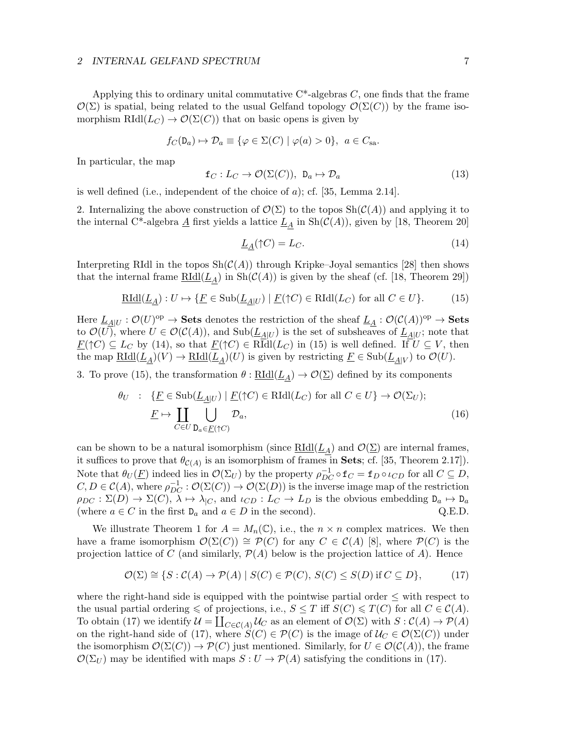Applying this to ordinary unital commutative C*-algebras $C$, one finds that the frame $\mathcal{O}(\Sigma)$ is spatial, being related to the usual Gelfand topology $\mathcal{O}(\Sigma(C))$ by the frame isomorphism $\mathrm{RIdl}(L_C) \to \mathcal{O}(\Sigma(C))$ that on basic opens is given by

$$f_C(\mathtt{D}_a) \mapsto \mathcal{D}_a \equiv \{\varphi \in \Sigma(C) \mid \varphi(a) > 0\},\ a \in C_{\mathrm{sa}}.$$

In particular, the map

$$\mathtt{f}_C : L_C \to \mathcal{O}(\Sigma(C)),\ \mathtt{D}_a \mapsto \mathcal{D}_a \tag{13}$$

is well defined (i.e., independent of the choice of $a$); cf. [35, Lemma 2.14].

2. Internalizing the above construction of $\mathcal{O}(\Sigma)$ to the topos $\mathrm{Sh}(\mathcal{C}(A))$ and applying it to the internal C*-algebra $\underline{A}$ first yields a lattice $\underline{L}_{\underline{A}}$ in $\mathrm{Sh}(\mathcal{C}(A))$, given by [18, Theorem 20]

$$\underline{L}_{\underline{A}}(\uparrow C) = L_C. \tag{14}$$

Interpreting RIdl in the topos $\mathrm{Sh}(\mathcal{C}(A))$ through Kripke–Joyal semantics [28] then shows that the internal frame $\underline{\mathrm{RIdl}}(\underline{L}_{\underline{A}})$ in $\mathrm{Sh}(\mathcal{C}(A))$ is given by the sheaf (cf. [18, Theorem 29])

$$\underline{\mathrm{RIdl}}(\underline{L}_{\underline{A}}) : U \mapsto \{\underline{F} \in \mathrm{Sub}(\underline{L}_{\underline{A}|U}) \mid \underline{F}(\uparrow C) \in \mathrm{RIdl}(L_C) \text{ for all } C \in U\}. \tag{15}$$

Here $\underline{L}_{\underline{A}|U} : \mathcal{O}(U)^{\mathrm{op}} \to \mathbf{Sets}$ denotes the restriction of the sheaf $\underline{L}_{\underline{A}} : \mathcal{O}(\mathcal{C}(A))^{\mathrm{op}} \to \mathbf{Sets}$ to $\mathcal{O}(U)$, where $U \in \mathcal{O}(\mathcal{C}(A))$, and $\mathrm{Sub}(\underline{L}_{\underline{A}|U})$ is the set of subsheaves of $\underline{L}_{\underline{A}|U}$; note that $\underline{F}(\uparrow C) \subseteq L_C$ by (14), so that $\underline{F}(\uparrow C) \in \mathrm{RIdl}(L_C)$ in (15) is well defined. If $U \subseteq V$, then the map $\underline{\mathrm{RIdl}}(\underline{L}_{\underline{A}})(V) \to \underline{\mathrm{RIdl}}(\underline{L}_{\underline{A}})(U)$ is given by restricting $\underline{F} \in \mathrm{Sub}(\underline{L}_{\underline{A}|V})$ to $\mathcal{O}(U)$.

3. To prove (15), the transformation $\theta : \underline{\mathrm{RIdl}}(\underline{L}_{\underline{A}}) \to \mathcal{O}(\underline{\Sigma})$ defined by its components

$$\begin{aligned} \theta_U \quad &: \quad \{\underline{F} \in \mathrm{Sub}(\underline{L}_{\underline{A}|U}) \mid \underline{F}(\uparrow C) \in \mathrm{RIdl}(L_C) \text{ for all } C \in U\} \to \mathcal{O}(\Sigma_U); \\ &\underline{F} \mapsto \coprod_{C \in U} \bigcup_{\mathtt{D}_a \in \underline{F}(\uparrow C)} \mathcal{D}_a, \end{aligned} \tag{16}$$

can be shown to be a natural isomorphism (since $\underline{\mathrm{RIdl}}(\underline{L}_{\underline{A}})$ and $\mathcal{O}(\underline{\Sigma})$ are internal frames, it suffices to prove that $\theta_{\mathcal{C}(A)}$ is an isomorphism of frames in **Sets**; cf. [35, Theorem 2.17]). Note that $\theta_U(\underline{F})$ indeed lies in $\mathcal{O}(\Sigma_U)$ by the property $\rho_{DC}^{-1} \circ \mathtt{f}_C = \mathtt{f}_D \circ \iota_{CD}$ for all $C \subseteq D$, $C, D \in \mathcal{C}(A)$, where $\rho_{DC}^{-1} : \mathcal{O}(\Sigma(C)) \to \mathcal{O}(\Sigma(D))$ is the inverse image map of the restriction $\rho_{DC} : \Sigma(D) \to \Sigma(C)$, $\lambda \mapsto \lambda_{|C}$, and $\iota_{CD} : L_C \to L_D$ is the obvious embedding $\mathtt{D}_a \mapsto \mathtt{D}_a$ (where $a \in C$ in the first $\mathtt{D}_a$ and $a \in D$ in the second). Q.E.D.

We illustrate Theorem 1 for $A = M_n(\mathbb{C})$, i.e., the $n \times n$ complex matrices. We then have a frame isomorphism $\mathcal{O}(\Sigma(C)) \cong \mathcal{P}(C)$ for any $C \in \mathcal{C}(A)$ [8], where $\mathcal{P}(C)$ is the projection lattice of $C$ (and similarly, $\mathcal{P}(A)$ below is the projection lattice of $A$). Hence

$$\mathcal{O}(\Sigma) \cong \{S : \mathcal{C}(A) \to \mathcal{P}(A) \mid S(C) \in \mathcal{P}(C),\ S(C) \leq S(D) \text{ if } C \subseteq D\}, \tag{17}$$

where the right-hand side is equipped with the pointwise partial order $\leq$ with respect to the usual partial ordering $\leqslant$ of projections, i.e., $S \leq T$ iff $S(C) \leqslant T(C)$ for all $C \in \mathcal{C}(A)$. To obtain (17) we identify $\mathcal{U} = \coprod_{C \in \mathcal{C}(A)} \mathcal{U}_C$ as an element of $\mathcal{O}(\Sigma)$ with $S : \mathcal{C}(A) \to \mathcal{P}(A)$ on the right-hand side of (17), where $S(C) \in \mathcal{P}(C)$ is the image of $\mathcal{U}_C \in \mathcal{O}(\Sigma(C))$ under the isomorphism $\mathcal{O}(\Sigma(C)) \to \mathcal{P}(C)$ just mentioned. Similarly, for $U \in \mathcal{O}(\mathcal{C}(A))$, the frame $\mathcal{O}(\Sigma_U)$ may be identified with maps $S : U \to \mathcal{P}(A)$ satisfying the conditions in (17).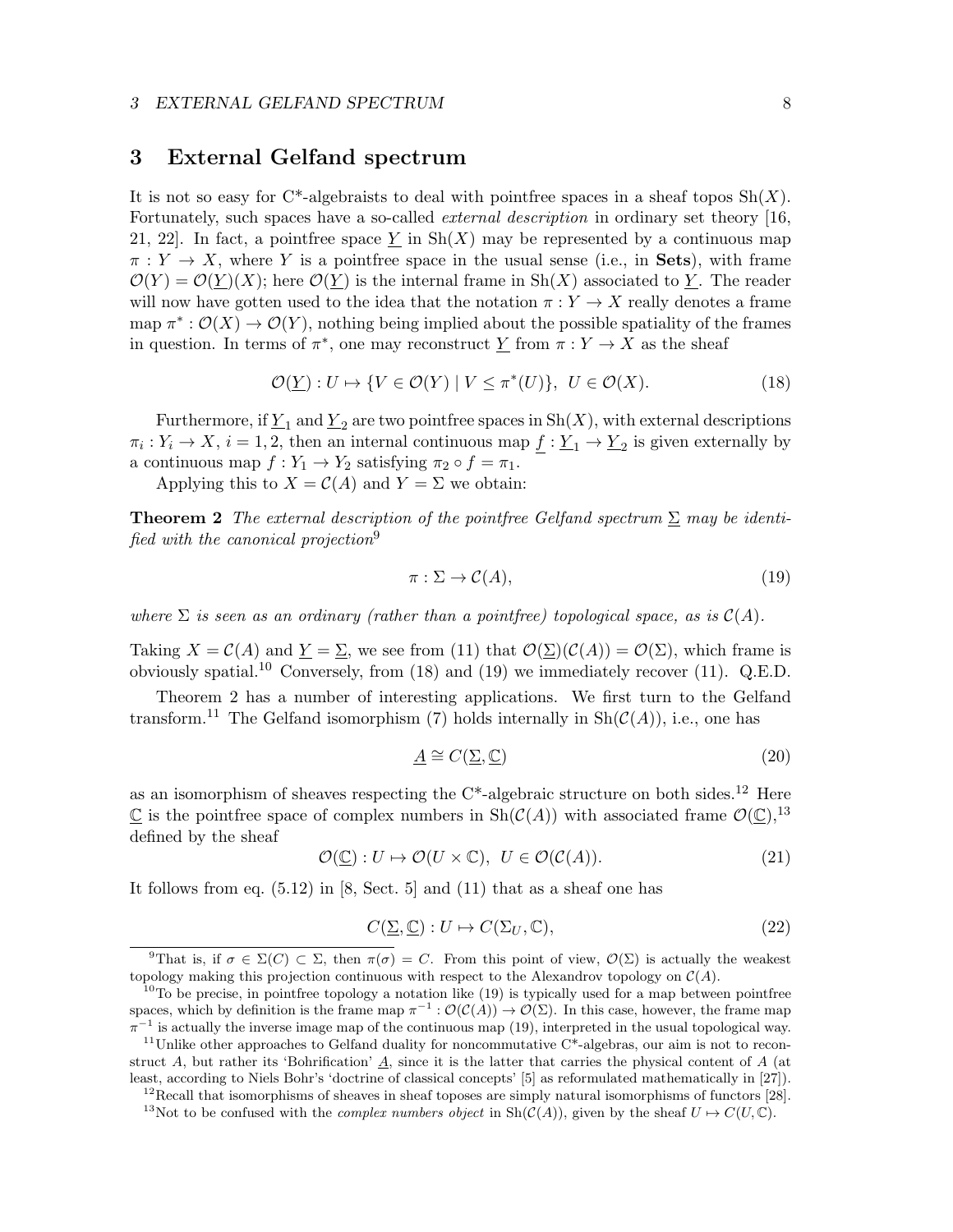## 3 External Gelfand spectrum

It is not so easy for C*-algebraists to deal with pointfree spaces in a sheaf topos $\mathrm{Sh}(X)$. Fortunately, such spaces have a so-called *external description* in ordinary set theory [16, 21, 22]. In fact, a pointfree space $\underline{Y}$ in $\mathrm{Sh}(X)$ may be represented by a continuous map $\pi : Y \to X$, where $Y$ is a pointfree space in the usual sense (i.e., in **Sets**), with frame $\mathcal{O}(Y) = \mathcal{O}(\underline{Y})(X)$; here $\mathcal{O}(\underline{Y})$ is the internal frame in $\mathrm{Sh}(X)$ associated to $\underline{Y}$. The reader will now have gotten used to the idea that the notation $\pi : Y \to X$ really denotes a frame map $\pi^* : \mathcal{O}(X) \to \mathcal{O}(Y)$, nothing being implied about the possible spatiality of the frames in question. In terms of $\pi^*$, one may reconstruct $\underline{Y}$ from $\pi : Y \to X$ as the sheaf

$$\mathcal{O}(\underline{Y}) : U \mapsto \{V \in \mathcal{O}(Y) \mid V \leq \pi^*(U)\},\ U \in \mathcal{O}(X). \tag{18}$$

Furthermore, if $\underline{Y}_1$ and $\underline{Y}_2$ are two pointfree spaces in $\mathrm{Sh}(X)$, with external descriptions $\pi_i : Y_i \to X$, $i = 1, 2$, then an internal continuous map $\underline{f} : \underline{Y}_1 \to \underline{Y}_2$ is given externally by a continuous map $f : Y_1 \to Y_2$ satisfying $\pi_2 \circ f = \pi_1$.

Applying this to $X = \mathcal{C}(A)$ and $Y = \Sigma$ we obtain:

**Theorem 2** *The external description of the pointfree Gelfand spectrum $\underline{\Sigma}$ may be identified with the canonical projection*[9]

$$\pi : \Sigma \to \mathcal{C}(A), \tag{19}$$

*where $\Sigma$ is seen as an ordinary (rather than a pointfree) topological space, as is $\mathcal{C}(A)$.*

Taking $X = \mathcal{C}(A)$ and $\underline{Y} = \underline{\Sigma}$, we see from (11) that $\mathcal{O}(\underline{\Sigma})(\mathcal{C}(A)) = \mathcal{O}(\Sigma)$, which frame is obviously spatial.[10] Conversely, from (18) and (19) we immediately recover (11). Q.E.D.

Theorem 2 has a number of interesting applications. We first turn to the Gelfand transform.[11] The Gelfand isomorphism (7) holds internally in $\mathrm{Sh}(\mathcal{C}(A))$, i.e., one has

$$\underline{A} \cong C(\underline{\Sigma}, \underline{\mathbb{C}}) \tag{20}$$

as an isomorphism of sheaves respecting the C*-algebraic structure on both sides.[12] Here $\underline{\mathbb{C}}$ is the pointfree space of complex numbers in $\mathrm{Sh}(\mathcal{C}(A))$ with associated frame $\mathcal{O}(\underline{\mathbb{C}})$,[13] defined by the sheaf

$$\mathcal{O}(\underline{\mathbb{C}}) : U \mapsto \mathcal{O}(U \times \mathbb{C}),\ U \in \mathcal{O}(\mathcal{C}(A)). \tag{21}$$

It follows from eq. (5.12) in [8, Sect. 5] and (11) that as a sheaf one has

$$C(\underline{\Sigma}, \underline{\mathbb{C}}) : U \mapsto C(\Sigma_U, \mathbb{C}), \tag{22}$$

---

[9] That is, if $\sigma \in \Sigma(C) \subset \Sigma$, then $\pi(\sigma) = C$. From this point of view, $\mathcal{O}(\Sigma)$ is actually the weakest topology making this projection continuous with respect to the Alexandrov topology on $\mathcal{C}(A)$.

[10] To be precise, in pointfree topology a notation like (19) is typically used for a map between pointfree spaces, which by definition is the frame map $\pi^{-1} : \mathcal{O}(\mathcal{C}(A)) \to \mathcal{O}(\Sigma)$. In this case, however, the frame map $\pi^{-1}$ is actually the inverse image map of the continuous map (19), interpreted in the usual topological way.

[11] Unlike other approaches to Gelfand duality for noncommutative C*-algebras, our aim is not to reconstruct $A$, but rather its 'Bohrification' $\underline{A}$, since it is the latter that carries the physical content of $A$ (at least, according to Niels Bohr's 'doctrine of classical concepts' [5] as reformulated mathematically in [27]).

[12] Recall that isomorphisms of sheaves in sheaf toposes are simply natural isomorphisms of functors [28].

[13] Not to be confused with the *complex numbers object* in $\mathrm{Sh}(\mathcal{C}(A))$, given by the sheaf $U \mapsto C(U, \mathbb{C})$.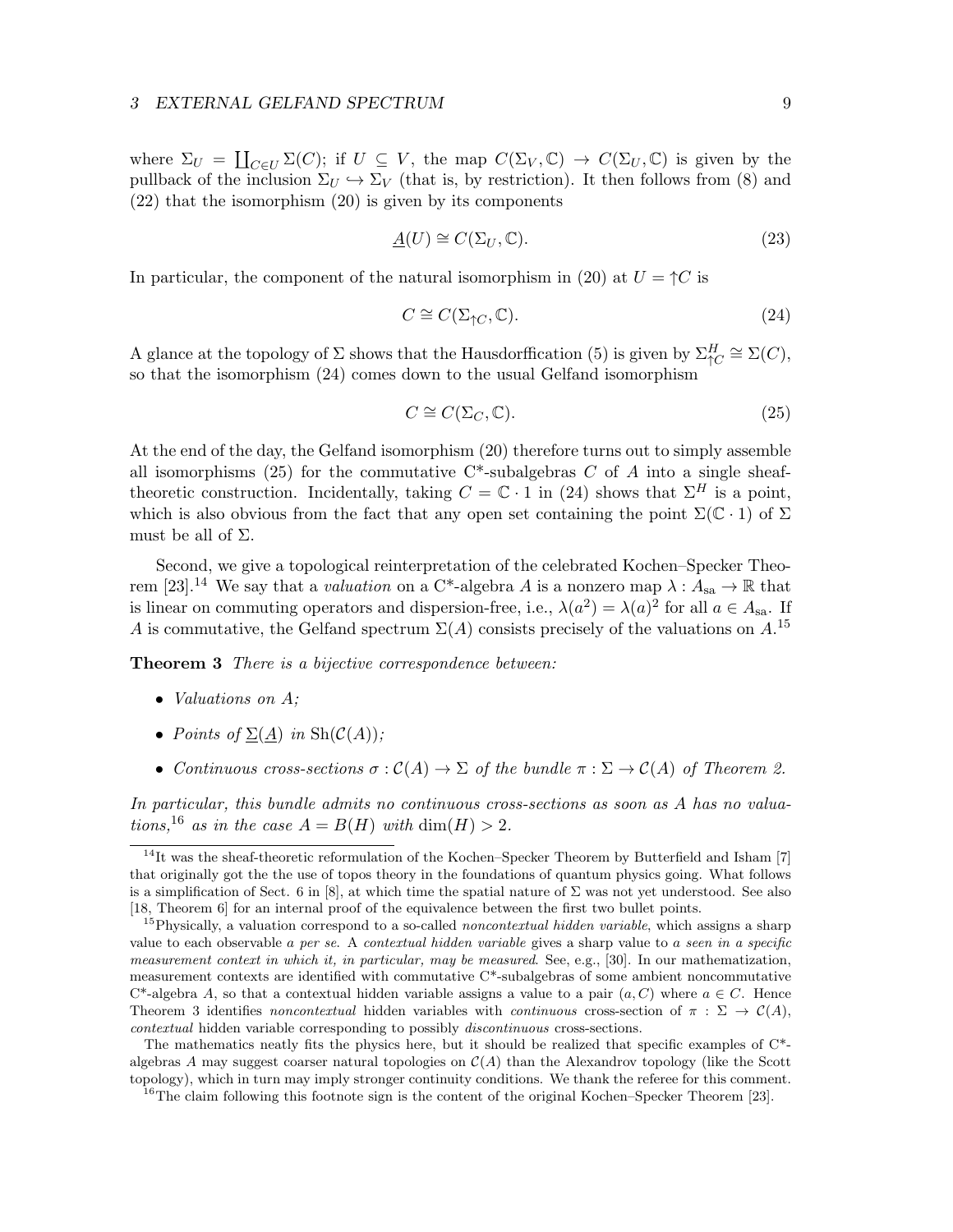where $\Sigma_U = \coprod_{C \in U} \Sigma(C)$; if $U \subseteq V$, the map $C(\Sigma_V, \mathbb{C}) \to C(\Sigma_U, \mathbb{C})$ is given by the pullback of the inclusion $\Sigma_U \hookrightarrow \Sigma_V$ (that is, by restriction). It then follows from (8) and (22) that the isomorphism (20) is given by its components

$$\underline{A}(U) \cong C(\Sigma_U, \mathbb{C}). \tag{23}$$

In particular, the component of the natural isomorphism in (20) at $U = \uparrow C$ is

$$C \cong C(\Sigma_{\uparrow C}, \mathbb{C}). \tag{24}$$

A glance at the topology of $\Sigma$ shows that the Hausdorffication (5) is given by $\Sigma^H_{\uparrow C} \cong \Sigma(C)$, so that the isomorphism (24) comes down to the usual Gelfand isomorphism

$$C \cong C(\Sigma_C, \mathbb{C}). \tag{25}$$

At the end of the day, the Gelfand isomorphism (20) therefore turns out to simply assemble all isomorphisms (25) for the commutative C*-subalgebras $C$ of $A$ into a single sheaf-theoretic construction. Incidentally, taking $C = \mathbb{C} \cdot 1$ in (24) shows that $\Sigma^H$ is a point, which is also obvious from the fact that any open set containing the point $\Sigma(\mathbb{C} \cdot 1)$ of $\Sigma$ must be all of $\Sigma$.

Second, we give a topological reinterpretation of the celebrated Kochen–Specker Theorem [23].[14] We say that a *valuation* on a C*-algebra $A$ is a nonzero map $\lambda : A_{\text{sa}} \to \mathbb{R}$ that is linear on commuting operators and dispersion-free, i.e., $\lambda(a^2) = \lambda(a)^2$ for all $a \in A_{\text{sa}}$. If $A$ is commutative, the Gelfand spectrum $\Sigma(A)$ consists precisely of the valuations on $A$.[15]

**Theorem 3** *There is a bijective correspondence between:*

- *Valuations on $A$;*
- *Points of $\underline{\Sigma}(\underline{A})$ in $\text{Sh}(\mathcal{C}(A))$;*
- *Continuous cross-sections $\sigma : \mathcal{C}(A) \to \Sigma$ of the bundle $\pi : \Sigma \to \mathcal{C}(A)$ of Theorem 2.*

*In particular, this bundle admits no continuous cross-sections as soon as $A$ has no valuations,*[16] *as in the case $A = B(H)$ with $\dim(H) > 2$.*

---

[14] It was the sheaf-theoretic reformulation of the Kochen–Specker Theorem by Butterfield and Isham [7] that originally got the the use of topos theory in the foundations of quantum physics going. What follows is a simplification of Sect. 6 in [8], at which time the spatial nature of $\Sigma$ was not yet understood. See also [18, Theorem 6] for an internal proof of the equivalence between the first two bullet points.

[15] Physically, a valuation correspond to a so-called *noncontextual hidden variable*, which assigns a sharp value to each observable *a per se*. A *contextual hidden variable* gives a sharp value to *a seen in a specific measurement context in which it, in particular, may be measured*. See, e.g., [30]. In our mathematization, measurement contexts are identified with commutative C*-subalgebras of some ambient noncommutative C*-algebra $A$, so that a contextual hidden variable assigns a value to a pair $(a, C)$ where $a \in C$. Hence Theorem 3 identifies *noncontextual* hidden variables with *continuous* cross-section of $\pi : \Sigma \to \mathcal{C}(A)$, *contextual* hidden variable corresponding to possibly *discontinuous* cross-sections.

The mathematics neatly fits the physics here, but it should be realized that specific examples of C*-algebras $A$ may suggest coarser natural topologies on $\mathcal{C}(A)$ than the Alexandrov topology (like the Scott topology), which in turn may imply stronger continuity conditions. We thank the referee for this comment.

[16] The claim following this footnote sign is the content of the original Kochen–Specker Theorem [23].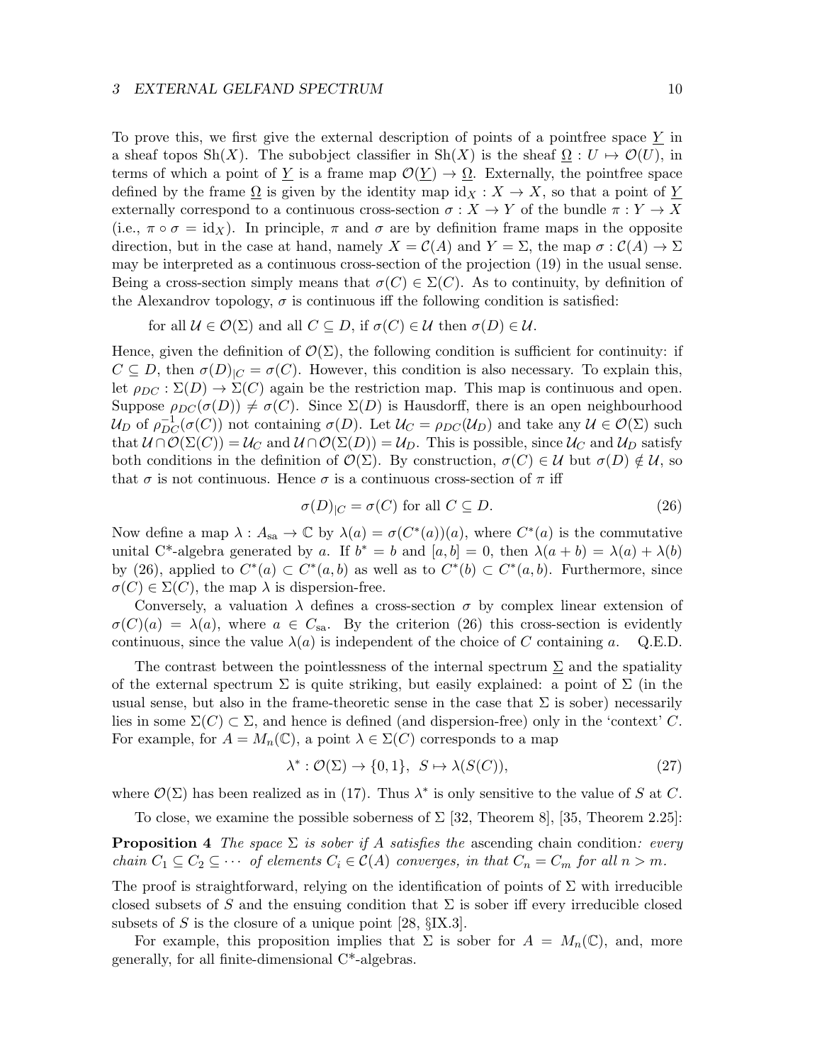To prove this, we first give the external description of points of a pointfree space $\underline{Y}$ in a sheaf topos $\mathrm{Sh}(X)$. The subobject classifier in $\mathrm{Sh}(X)$ is the sheaf $\underline{\Omega} : U \mapsto \mathcal{O}(U)$, in terms of which a point of $\underline{Y}$ is a frame map $\mathcal{O}(\underline{Y}) \to \underline{\Omega}$. Externally, the pointfree space defined by the frame $\underline{\Omega}$ is given by the identity map $\mathrm{id}_X : X \to X$, so that a point of $\underline{Y}$ externally correspond to a continuous cross-section $\sigma : X \to Y$ of the bundle $\pi : Y \to X$ (i.e., $\pi \circ \sigma = \mathrm{id}_X$). In principle, $\pi$ and $\sigma$ are by definition frame maps in the opposite direction, but in the case at hand, namely $X = \mathcal{C}(A)$ and $Y = \Sigma$, the map $\sigma : \mathcal{C}(A) \to \Sigma$ may be interpreted as a continuous cross-section of the projection (19) in the usual sense. Being a cross-section simply means that $\sigma(C) \in \Sigma(C)$. As to continuity, by definition of the Alexandrov topology, $\sigma$ is continuous iff the following condition is satisfied:

for all $\mathcal{U} \in \mathcal{O}(\Sigma)$ and all $C \subseteq D$, if $\sigma(C) \in \mathcal{U}$ then $\sigma(D) \in \mathcal{U}$.

Hence, given the definition of $\mathcal{O}(\Sigma)$, the following condition is sufficient for continuity: if $C \subseteq D$, then $\sigma(D)_{|C} = \sigma(C)$. However, this condition is also necessary. To explain this, let $\rho_{DC} : \Sigma(D) \to \Sigma(C)$ again be the restriction map. This map is continuous and open. Suppose $\rho_{DC}(\sigma(D)) \neq \sigma(C)$. Since $\Sigma(D)$ is Hausdorff, there is an open neighbourhood $\mathcal{U}_D$ of $\rho_{DC}^{-1}(\sigma(C))$ not containing $\sigma(D)$. Let $\mathcal{U}_C = \rho_{DC}(\mathcal{U}_D)$ and take any $\mathcal{U} \in \mathcal{O}(\Sigma)$ such that $\mathcal{U} \cap \mathcal{O}(\Sigma(C)) = \mathcal{U}_C$ and $\mathcal{U} \cap \mathcal{O}(\Sigma(D)) = \mathcal{U}_D$. This is possible, since $\mathcal{U}_C$ and $\mathcal{U}_D$ satisfy both conditions in the definition of $\mathcal{O}(\Sigma)$. By construction, $\sigma(C) \in \mathcal{U}$ but $\sigma(D) \notin \mathcal{U}$, so that $\sigma$ is not continuous. Hence $\sigma$ is a continuous cross-section of $\pi$ iff

$$\sigma(D)_{|C} = \sigma(C) \text{ for all } C \subseteq D. \tag{26}$$

Now define a map $\lambda : A_{\mathrm{sa}} \to \mathbb{C}$ by $\lambda(a) = \sigma(C^*(a))(a)$, where $C^*(a)$ is the commutative unital C*-algebra generated by $a$. If $b^* = b$ and $[a, b] = 0$, then $\lambda(a + b) = \lambda(a) + \lambda(b)$ by (26), applied to $C^*(a) \subset C^*(a, b)$ as well as to $C^*(b) \subset C^*(a, b)$. Furthermore, since $\sigma(C) \in \Sigma(C)$, the map $\lambda$ is dispersion-free.

Conversely, a valuation $\lambda$ defines a cross-section $\sigma$ by complex linear extension of $\sigma(C)(a) = \lambda(a)$, where $a \in C_{\mathrm{sa}}$. By the criterion (26) this cross-section is evidently continuous, since the value $\lambda(a)$ is independent of the choice of $C$ containing $a$. Q.E.D.

The contrast between the pointlessness of the internal spectrum $\underline{\Sigma}$ and the spatiality of the external spectrum $\Sigma$ is quite striking, but easily explained: a point of $\Sigma$ (in the usual sense, but also in the frame-theoretic sense in the case that $\Sigma$ is sober) necessarily lies in some $\Sigma(C) \subset \Sigma$, and hence is defined (and dispersion-free) only in the 'context' $C$. For example, for $A = M_n(\mathbb{C})$, a point $\lambda \in \Sigma(C)$ corresponds to a map

$$\lambda^* : \mathcal{O}(\Sigma) \to \{0, 1\}, \;\; S \mapsto \lambda(S(C)), \tag{27}$$

where $\mathcal{O}(\Sigma)$ has been realized as in (17). Thus $\lambda^*$ is only sensitive to the value of $S$ at $C$.

To close, we examine the possible soberness of $\Sigma$ [32, Theorem 8], [35, Theorem 2.25]:

**Proposition 4** *The space $\Sigma$ is sober if $A$ satisfies the* ascending chain condition*: every chain $C_1 \subseteq C_2 \subseteq \cdots$ of elements $C_i \in \mathcal{C}(A)$ converges, in that $C_n = C_m$ for all $n > m$.*

The proof is straightforward, relying on the identification of points of $\Sigma$ with irreducible closed subsets of $S$ and the ensuing condition that $\Sigma$ is sober iff every irreducible closed subsets of $S$ is the closure of a unique point [28, §IX.3].

For example, this proposition implies that $\Sigma$ is sober for $A = M_n(\mathbb{C})$, and, more generally, for all finite-dimensional C*-algebras.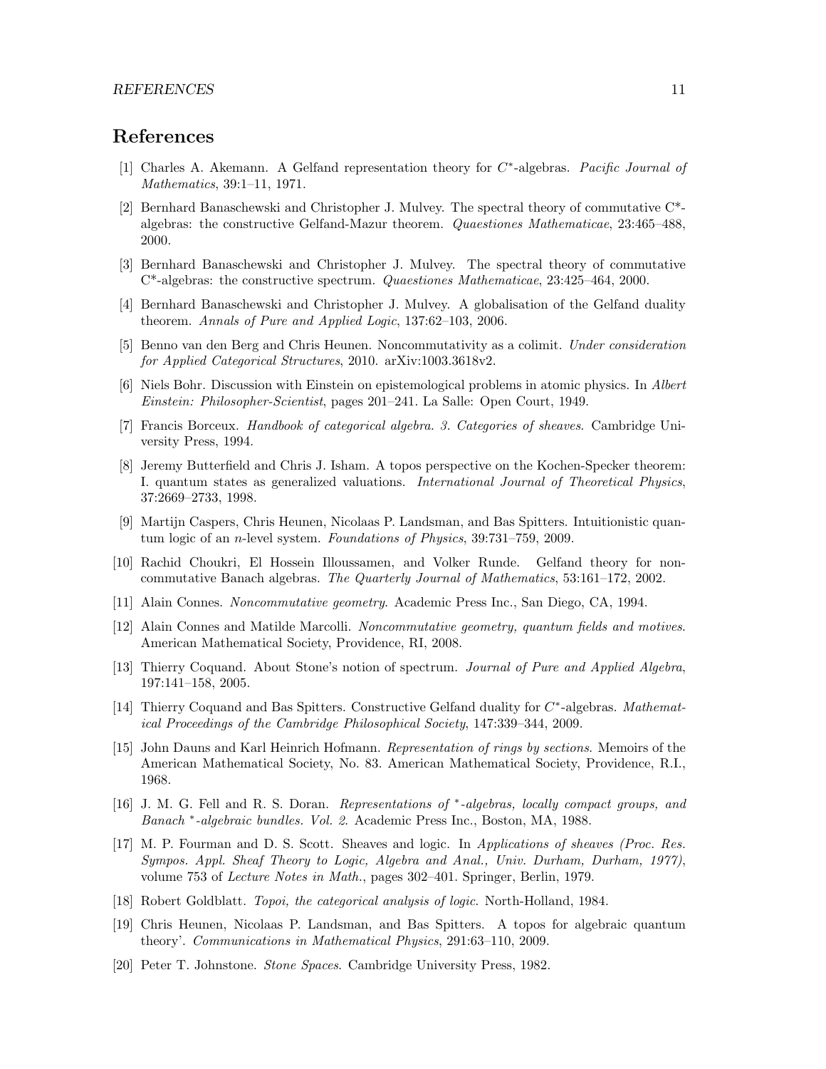# References

[1] Charles A. Akemann. A Gelfand representation theory for $C^*$-algebras. *Pacific Journal of Mathematics*, 39:1–11, 1971.

[2] Bernhard Banaschewski and Christopher J. Mulvey. The spectral theory of commutative C*-algebras: the constructive Gelfand-Mazur theorem. *Quaestiones Mathematicae*, 23:465–488, 2000.

[3] Bernhard Banaschewski and Christopher J. Mulvey. The spectral theory of commutative C*-algebras: the constructive spectrum. *Quaestiones Mathematicae*, 23:425–464, 2000.

[4] Bernhard Banaschewski and Christopher J. Mulvey. A globalisation of the Gelfand duality theorem. *Annals of Pure and Applied Logic*, 137:62–103, 2006.

[5] Benno van den Berg and Chris Heunen. Noncommutativity as a colimit. *Under consideration for Applied Categorical Structures*, 2010. arXiv:1003.3618v2.

[6] Niels Bohr. Discussion with Einstein on epistemological problems in atomic physics. In *Albert Einstein: Philosopher-Scientist*, pages 201–241. La Salle: Open Court, 1949.

[7] Francis Borceux. *Handbook of categorical algebra. 3. Categories of sheaves*. Cambridge University Press, 1994.

[8] Jeremy Butterfield and Chris J. Isham. A topos perspective on the Kochen-Specker theorem: I. quantum states as generalized valuations. *International Journal of Theoretical Physics*, 37:2669–2733, 1998.

[9] Martijn Caspers, Chris Heunen, Nicolaas P. Landsman, and Bas Spitters. Intuitionistic quantum logic of an $n$-level system. *Foundations of Physics*, 39:731–759, 2009.

[10] Rachid Choukri, El Hossein Illoussamen, and Volker Runde. Gelfand theory for non-commutative Banach algebras. *The Quarterly Journal of Mathematics*, 53:161–172, 2002.

[11] Alain Connes. *Noncommutative geometry.* Academic Press Inc., San Diego, CA, 1994.

[12] Alain Connes and Matilde Marcolli. *Noncommutative geometry, quantum fields and motives*. American Mathematical Society, Providence, RI, 2008.

[13] Thierry Coquand. About Stone's notion of spectrum. *Journal of Pure and Applied Algebra*, 197:141–158, 2005.

[14] Thierry Coquand and Bas Spitters. Constructive Gelfand duality for $C^*$-algebras. *Mathematical Proceedings of the Cambridge Philosophical Society*, 147:339–344, 2009.

[15] John Dauns and Karl Heinrich Hofmann. *Representation of rings by sections*. Memoirs of the American Mathematical Society, No. 83. American Mathematical Society, Providence, R.I., 1968.

[16] J. M. G. Fell and R. S. Doran. *Representations of $^*$-algebras, locally compact groups, and Banach $^*$-algebraic bundles. Vol. 2.* Academic Press Inc., Boston, MA, 1988.

[17] M. P. Fourman and D. S. Scott. Sheaves and logic. In *Applications of sheaves (Proc. Res. Sympos. Appl. Sheaf Theory to Logic, Algebra and Anal., Univ. Durham, Durham, 1977)*, volume 753 of *Lecture Notes in Math.*, pages 302–401. Springer, Berlin, 1979.

[18] Robert Goldblatt. *Topoi, the categorical analysis of logic*. North-Holland, 1984.

[19] Chris Heunen, Nicolaas P. Landsman, and Bas Spitters. A topos for algebraic quantum theory'. *Communications in Mathematical Physics*, 291:63–110, 2009.

[20] Peter T. Johnstone. *Stone Spaces*. Cambridge University Press, 1982.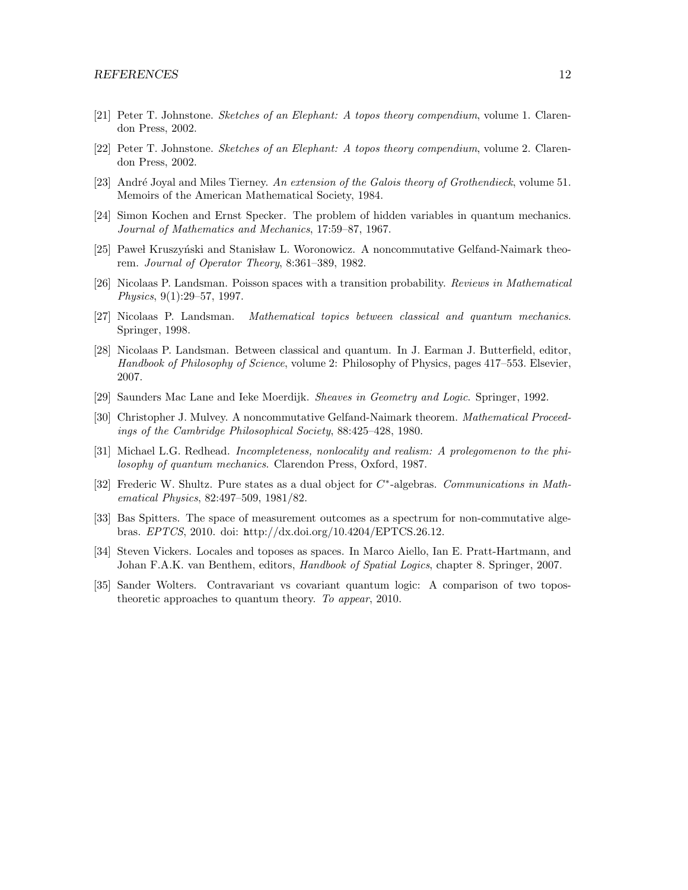[21] Peter T. Johnstone. *Sketches of an Elephant: A topos theory compendium*, volume 1. Clarendon Press, 2002.

[22] Peter T. Johnstone. *Sketches of an Elephant: A topos theory compendium*, volume 2. Clarendon Press, 2002.

[23] André Joyal and Miles Tierney. *An extension of the Galois theory of Grothendieck*, volume 51. Memoirs of the American Mathematical Society, 1984.

[24] Simon Kochen and Ernst Specker. The problem of hidden variables in quantum mechanics. *Journal of Mathematics and Mechanics*, 17:59–87, 1967.

[25] Paweł Kruszyński and Stanisław L. Woronowicz. A noncommutative Gelfand-Naimark theorem. *Journal of Operator Theory*, 8:361–389, 1982.

[26] Nicolaas P. Landsman. Poisson spaces with a transition probability. *Reviews in Mathematical Physics*, 9(1):29–57, 1997.

[27] Nicolaas P. Landsman. *Mathematical topics between classical and quantum mechanics.* Springer, 1998.

[28] Nicolaas P. Landsman. Between classical and quantum. In J. Earman J. Butterfield, editor, *Handbook of Philosophy of Science*, volume 2: Philosophy of Physics, pages 417–553. Elsevier, 2007.

[29] Saunders Mac Lane and Ieke Moerdijk. *Sheaves in Geometry and Logic*. Springer, 1992.

[30] Christopher J. Mulvey. A noncommutative Gelfand-Naimark theorem. *Mathematical Proceedings of the Cambridge Philosophical Society*, 88:425–428, 1980.

[31] Michael L.G. Redhead. *Incompleteness, nonlocality and realism: A prolegomenon to the philosophy of quantum mechanics*. Clarendon Press, Oxford, 1987.

[32] Frederic W. Shultz. Pure states as a dual object for $C^*$-algebras. *Communications in Mathematical Physics*, 82:497–509, 1981/82.

[33] Bas Spitters. The space of measurement outcomes as a spectrum for non-commutative algebras. *EPTCS*, 2010. doi: http://dx.doi.org/10.4204/EPTCS.26.12.

[34] Steven Vickers. Locales and toposes as spaces. In Marco Aiello, Ian E. Pratt-Hartmann, and Johan F.A.K. van Benthem, editors, *Handbook of Spatial Logics*, chapter 8. Springer, 2007.

[35] Sander Wolters. Contravariant vs covariant quantum logic: A comparison of two topos-theoretic approaches to quantum theory. *To appear*, 2010.